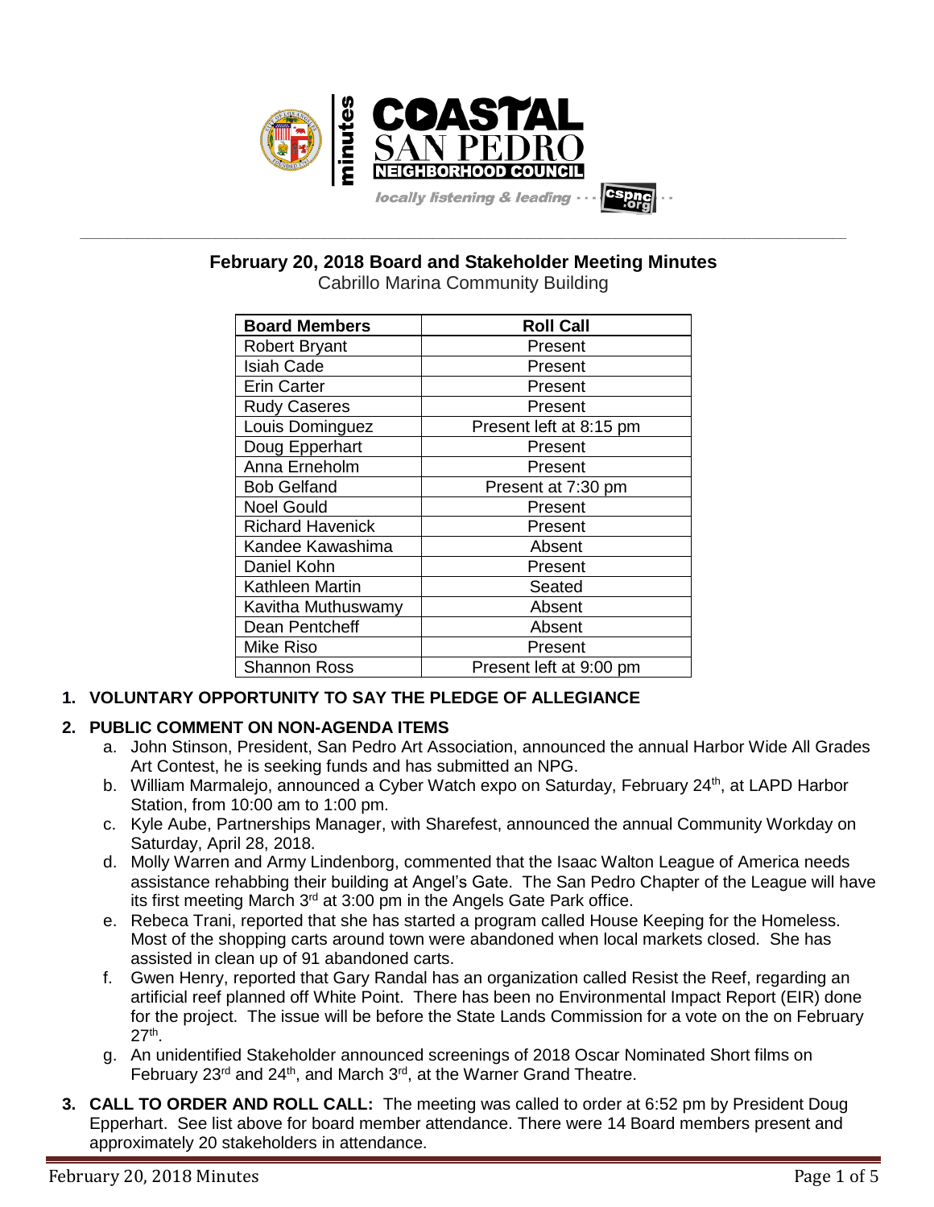COASTAL SAN PEDRO NEIGHBORHOOD COUNCIL

minutes

*locally listening & leading* · · · cspnc.org

## February 20, 2018 Board and Stakeholder Meeting Minutes

Cabrillo Marina Community Building

| Board Members | Roll Call |
|---|---|
| Robert Bryant | Present |
| Isiah Cade | Present |
| Erin Carter | Present |
| Rudy Caseres | Present |
| Louis Dominguez | Present left at 8:15 pm |
| Doug Epperhart | Present |
| Anna Erneholm | Present |
| Bob Gelfand | Present at 7:30 pm |
| Noel Gould | Present |
| Richard Havenick | Present |
| Kandee Kawashima | Absent |
| Daniel Kohn | Present |
| Kathleen Martin | Seated |
| Kavitha Muthuswamy | Absent |
| Dean Pentcheff | Absent |
| Mike Riso | Present |
| Shannon Ross | Present left at 9:00 pm |

**1. VOLUNTARY OPPORTUNITY TO SAY THE PLEDGE OF ALLEGIANCE**

**2. PUBLIC COMMENT ON NON-AGENDA ITEMS**

a. John Stinson, President, San Pedro Art Association, announced the annual Harbor Wide All Grades Art Contest, he is seeking funds and has submitted an NPG.

b. William Marmalejo, announced a Cyber Watch expo on Saturday, February 24th, at LAPD Harbor Station, from 10:00 am to 1:00 pm.

c. Kyle Aube, Partnerships Manager, with Sharefest, announced the annual Community Workday on Saturday, April 28, 2018.

d. Molly Warren and Army Lindenborg, commented that the Isaac Walton League of America needs assistance rehabbing their building at Angel's Gate. The San Pedro Chapter of the League will have its first meeting March 3rd at 3:00 pm in the Angels Gate Park office.

e. Rebeca Trani, reported that she has started a program called House Keeping for the Homeless. Most of the shopping carts around town were abandoned when local markets closed. She has assisted in clean up of 91 abandoned carts.

f. Gwen Henry, reported that Gary Randal has an organization called Resist the Reef, regarding an artificial reef planned off White Point. There has been no Environmental Impact Report (EIR) done for the project. The issue will be before the State Lands Commission for a vote on the on February 27th.

g. An unidentified Stakeholder announced screenings of 2018 Oscar Nominated Short films on February 23rd and 24th, and March 3rd, at the Warner Grand Theatre.

**3. CALL TO ORDER AND ROLL CALL:** The meeting was called to order at 6:52 pm by President Doug Epperhart. See list above for board member attendance. There were 14 Board members present and approximately 20 stakeholders in attendance.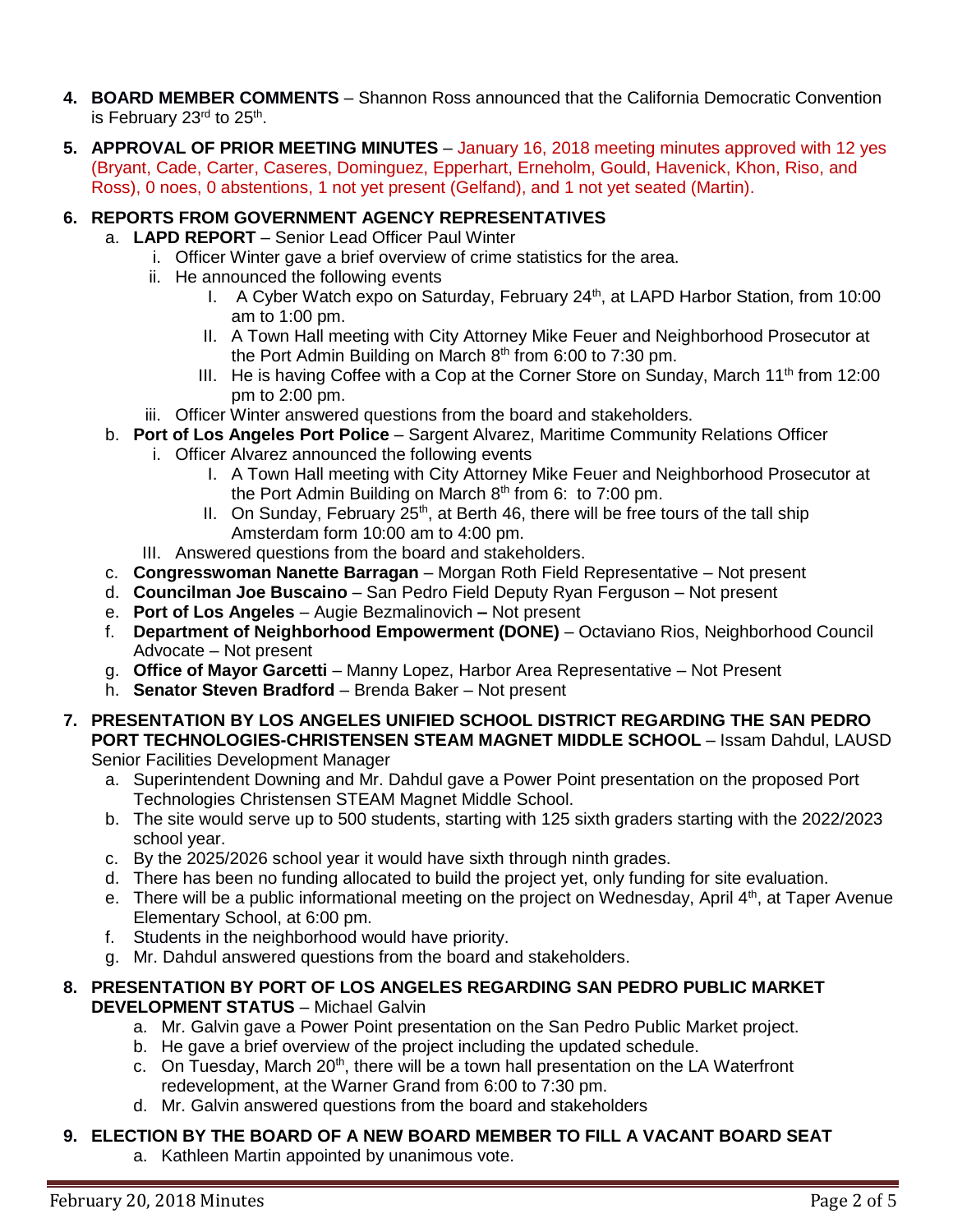4. **BOARD MEMBER COMMENTS** – Shannon Ross announced that the California Democratic Convention is February 23rd to 25th.

5. **APPROVAL OF PRIOR MEETING MINUTES** – January 16, 2018 meeting minutes approved with 12 yes (Bryant, Cade, Carter, Caseres, Dominguez, Epperhart, Erneholm, Gould, Havenick, Khon, Riso, and Ross), 0 noes, 0 abstentions, 1 not yet present (Gelfand), and 1 not yet seated (Martin).

6. **REPORTS FROM GOVERNMENT AGENCY REPRESENTATIVES**
   a. **LAPD REPORT** – Senior Lead Officer Paul Winter
      i. Officer Winter gave a brief overview of crime statistics for the area.
      ii. He announced the following events
         I. A Cyber Watch expo on Saturday, February 24th, at LAPD Harbor Station, from 10:00 am to 1:00 pm.
         II. A Town Hall meeting with City Attorney Mike Feuer and Neighborhood Prosecutor at the Port Admin Building on March 8th from 6:00 to 7:30 pm.
         III. He is having Coffee with a Cop at the Corner Store on Sunday, March 11th from 12:00 pm to 2:00 pm.
      iii. Officer Winter answered questions from the board and stakeholders.
   b. **Port of Los Angeles Port Police** – Sargent Alvarez, Maritime Community Relations Officer
      i. Officer Alvarez announced the following events
         I. A Town Hall meeting with City Attorney Mike Feuer and Neighborhood Prosecutor at the Port Admin Building on March 8th from 6: to 7:00 pm.
         II. On Sunday, February 25th, at Berth 46, there will be free tours of the tall ship Amsterdam form 10:00 am to 4:00 pm.
      III. Answered questions from the board and stakeholders.
   c. **Congresswoman Nanette Barragan** – Morgan Roth Field Representative – Not present
   d. **Councilman Joe Buscaino** – San Pedro Field Deputy Ryan Ferguson – Not present
   e. **Port of Los Angeles** – Augie Bezmalinovich **–** Not present
   f. **Department of Neighborhood Empowerment (DONE)** – Octaviano Rios, Neighborhood Council Advocate – Not present
   g. **Office of Mayor Garcetti** – Manny Lopez, Harbor Area Representative – Not Present
   h. **Senator Steven Bradford** – Brenda Baker – Not present

7. **PRESENTATION BY LOS ANGELES UNIFIED SCHOOL DISTRICT REGARDING THE SAN PEDRO PORT TECHNOLOGIES-CHRISTENSEN STEAM MAGNET MIDDLE SCHOOL** – Issam Dahdul, LAUSD Senior Facilities Development Manager
   a. Superintendent Downing and Mr. Dahdul gave a Power Point presentation on the proposed Port Technologies Christensen STEAM Magnet Middle School.
   b. The site would serve up to 500 students, starting with 125 sixth graders starting with the 2022/2023 school year.
   c. By the 2025/2026 school year it would have sixth through ninth grades.
   d. There has been no funding allocated to build the project yet, only funding for site evaluation.
   e. There will be a public informational meeting on the project on Wednesday, April 4th, at Taper Avenue Elementary School, at 6:00 pm.
   f. Students in the neighborhood would have priority.
   g. Mr. Dahdul answered questions from the board and stakeholders.

8. **PRESENTATION BY PORT OF LOS ANGELES REGARDING SAN PEDRO PUBLIC MARKET DEVELOPMENT STATUS** – Michael Galvin
   a. Mr. Galvin gave a Power Point presentation on the San Pedro Public Market project.
   b. He gave a brief overview of the project including the updated schedule.
   c. On Tuesday, March 20th, there will be a town hall presentation on the LA Waterfront redevelopment, at the Warner Grand from 6:00 to 7:30 pm.
   d. Mr. Galvin answered questions from the board and stakeholders

9. **ELECTION BY THE BOARD OF A NEW BOARD MEMBER TO FILL A VACANT BOARD SEAT**
   a. Kathleen Martin appointed by unanimous vote.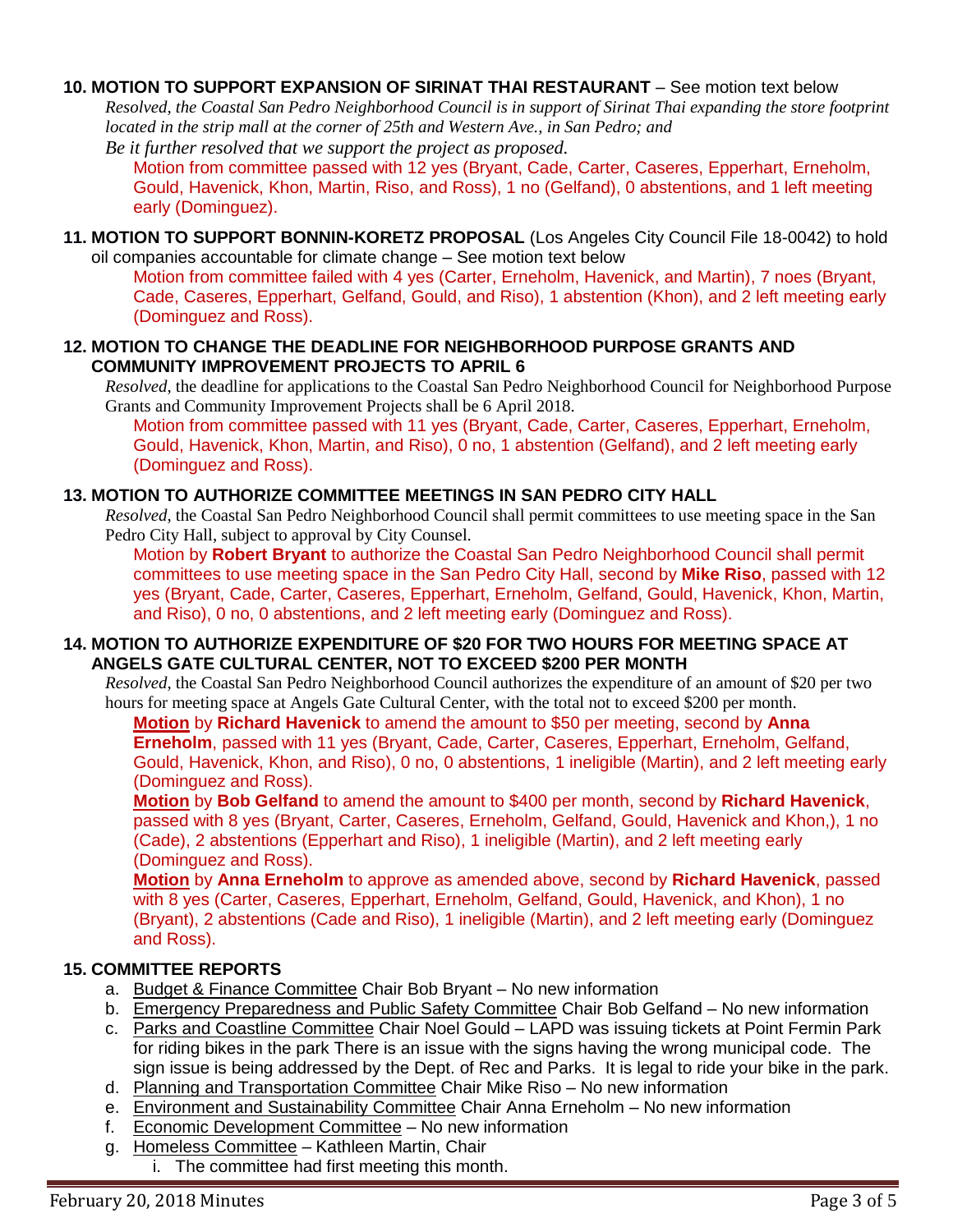**10. MOTION TO SUPPORT EXPANSION OF SIRINAT THAI RESTAURANT** – See motion text below

*Resolved, the Coastal San Pedro Neighborhood Council is in support of Sirinat Thai expanding the store footprint located in the strip mall at the corner of 25th and Western Ave., in San Pedro; and*

*Be it further resolved that we support the project as proposed.*

Motion from committee passed with 12 yes (Bryant, Cade, Carter, Caseres, Epperhart, Erneholm, Gould, Havenick, Khon, Martin, Riso, and Ross), 1 no (Gelfand), 0 abstentions, and 1 left meeting early (Dominguez).

**11. MOTION TO SUPPORT BONNIN-KORETZ PROPOSAL** (Los Angeles City Council File 18-0042) to hold oil companies accountable for climate change – See motion text below

Motion from committee failed with 4 yes (Carter, Erneholm, Havenick, and Martin), 7 noes (Bryant, Cade, Caseres, Epperhart, Gelfand, Gould, and Riso), 1 abstention (Khon), and 2 left meeting early (Dominguez and Ross).

**12. MOTION TO CHANGE THE DEADLINE FOR NEIGHBORHOOD PURPOSE GRANTS AND COMMUNITY IMPROVEMENT PROJECTS TO APRIL 6**

*Resolved*, the deadline for applications to the Coastal San Pedro Neighborhood Council for Neighborhood Purpose Grants and Community Improvement Projects shall be 6 April 2018.

Motion from committee passed with 11 yes (Bryant, Cade, Carter, Caseres, Epperhart, Erneholm, Gould, Havenick, Khon, Martin, and Riso), 0 no, 1 abstention (Gelfand), and 2 left meeting early (Dominguez and Ross).

**13. MOTION TO AUTHORIZE COMMITTEE MEETINGS IN SAN PEDRO CITY HALL**

*Resolved*, the Coastal San Pedro Neighborhood Council shall permit committees to use meeting space in the San Pedro City Hall, subject to approval by City Counsel.

Motion by **Robert Bryant** to authorize the Coastal San Pedro Neighborhood Council shall permit committees to use meeting space in the San Pedro City Hall, second by **Mike Riso**, passed with 12 yes (Bryant, Cade, Carter, Caseres, Epperhart, Erneholm, Gelfand, Gould, Havenick, Khon, Martin, and Riso), 0 no, 0 abstentions, and 2 left meeting early (Dominguez and Ross).

**14. MOTION TO AUTHORIZE EXPENDITURE OF $20 FOR TWO HOURS FOR MEETING SPACE AT ANGELS GATE CULTURAL CENTER, NOT TO EXCEED $200 PER MONTH**

*Resolved*, the Coastal San Pedro Neighborhood Council authorizes the expenditure of an amount of $20 per two hours for meeting space at Angels Gate Cultural Center, with the total not to exceed $200 per month.

**Motion** by **Richard Havenick** to amend the amount to $50 per meeting, second by **Anna Erneholm**, passed with 11 yes (Bryant, Cade, Carter, Caseres, Epperhart, Erneholm, Gelfand, Gould, Havenick, Khon, and Riso), 0 no, 0 abstentions, 1 ineligible (Martin), and 2 left meeting early (Dominguez and Ross).

**Motion** by **Bob Gelfand** to amend the amount to $400 per month, second by **Richard Havenick**, passed with 8 yes (Bryant, Carter, Caseres, Erneholm, Gelfand, Gould, Havenick and Khon,), 1 no (Cade), 2 abstentions (Epperhart and Riso), 1 ineligible (Martin), and 2 left meeting early (Dominguez and Ross).

**Motion** by **Anna Erneholm** to approve as amended above, second by **Richard Havenick**, passed with 8 yes (Carter, Caseres, Epperhart, Erneholm, Gelfand, Gould, Havenick, and Khon), 1 no (Bryant), 2 abstentions (Cade and Riso), 1 ineligible (Martin), and 2 left meeting early (Dominguez and Ross).

**15. COMMITTEE REPORTS**

a. Budget & Finance Committee Chair Bob Bryant – No new information
b. Emergency Preparedness and Public Safety Committee Chair Bob Gelfand – No new information
c. Parks and Coastline Committee Chair Noel Gould – LAPD was issuing tickets at Point Fermin Park for riding bikes in the park There is an issue with the signs having the wrong municipal code. The sign issue is being addressed by the Dept. of Rec and Parks. It is legal to ride your bike in the park.
d. Planning and Transportation Committee Chair Mike Riso – No new information
e. Environment and Sustainability Committee Chair Anna Erneholm – No new information
f. Economic Development Committee – No new information
g. Homeless Committee – Kathleen Martin, Chair
   i. The committee had first meeting this month.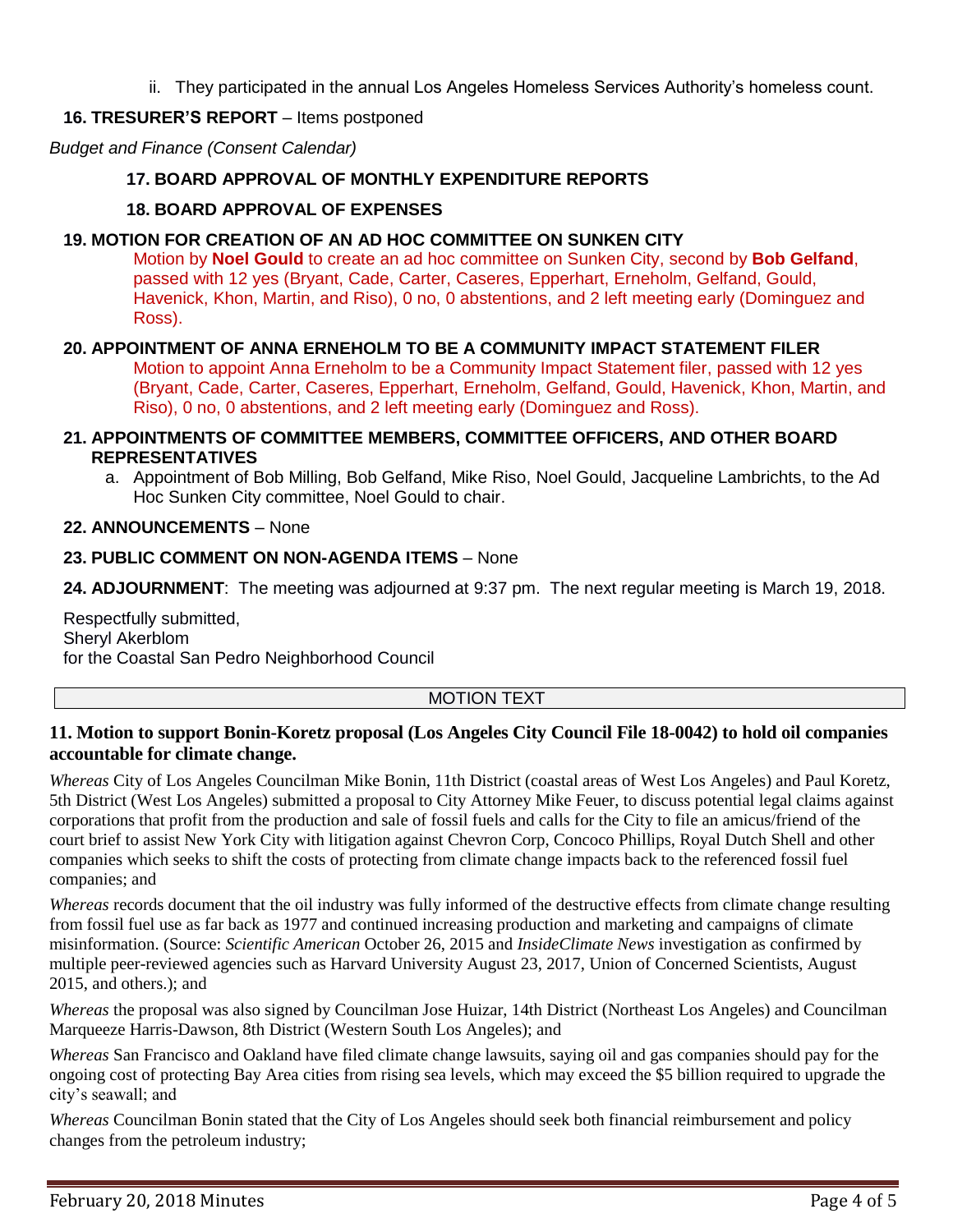ii. They participated in the annual Los Angeles Homeless Services Authority's homeless count.

**16. TRESURER'S REPORT** – Items postponed

*Budget and Finance (Consent Calendar)*

**17. BOARD APPROVAL OF MONTHLY EXPENDITURE REPORTS**

**18. BOARD APPROVAL OF EXPENSES**

**19. MOTION FOR CREATION OF AN AD HOC COMMITTEE ON SUNKEN CITY**

Motion by **Noel Gould** to create an ad hoc committee on Sunken City, second by **Bob Gelfand**, passed with 12 yes (Bryant, Cade, Carter, Caseres, Epperhart, Erneholm, Gelfand, Gould, Havenick, Khon, Martin, and Riso), 0 no, 0 abstentions, and 2 left meeting early (Dominguez and Ross).

**20. APPOINTMENT OF ANNA ERNEHOLM TO BE A COMMUNITY IMPACT STATEMENT FILER**

Motion to appoint Anna Erneholm to be a Community Impact Statement filer, passed with 12 yes (Bryant, Cade, Carter, Caseres, Epperhart, Erneholm, Gelfand, Gould, Havenick, Khon, Martin, and Riso), 0 no, 0 abstentions, and 2 left meeting early (Dominguez and Ross).

**21. APPOINTMENTS OF COMMITTEE MEMBERS, COMMITTEE OFFICERS, AND OTHER BOARD REPRESENTATIVES**

a. Appointment of Bob Milling, Bob Gelfand, Mike Riso, Noel Gould, Jacqueline Lambrichts, to the Ad Hoc Sunken City committee, Noel Gould to chair.

**22. ANNOUNCEMENTS** – None

**23. PUBLIC COMMENT ON NON-AGENDA ITEMS** – None

**24. ADJOURNMENT**: The meeting was adjourned at 9:37 pm. The next regular meeting is March 19, 2018.

Respectfully submitted,
Sheryl Akerblom
for the Coastal San Pedro Neighborhood Council

MOTION TEXT

**11. Motion to support Bonin-Koretz proposal (Los Angeles City Council File 18-0042) to hold oil companies accountable for climate change.**

*Whereas* City of Los Angeles Councilman Mike Bonin, 11th District (coastal areas of West Los Angeles) and Paul Koretz, 5th District (West Los Angeles) submitted a proposal to City Attorney Mike Feuer, to discuss potential legal claims against corporations that profit from the production and sale of fossil fuels and calls for the City to file an amicus/friend of the court brief to assist New York City with litigation against Chevron Corp, Concoco Phillips, Royal Dutch Shell and other companies which seeks to shift the costs of protecting from climate change impacts back to the referenced fossil fuel companies; and

*Whereas* records document that the oil industry was fully informed of the destructive effects from climate change resulting from fossil fuel use as far back as 1977 and continued increasing production and marketing and campaigns of climate misinformation. (Source: *Scientific American* October 26, 2015 and *InsideClimate News* investigation as confirmed by multiple peer-reviewed agencies such as Harvard University August 23, 2017, Union of Concerned Scientists, August 2015, and others.); and

*Whereas* the proposal was also signed by Councilman Jose Huizar, 14th District (Northeast Los Angeles) and Councilman Marqueeze Harris-Dawson, 8th District (Western South Los Angeles); and

*Whereas* San Francisco and Oakland have filed climate change lawsuits, saying oil and gas companies should pay for the ongoing cost of protecting Bay Area cities from rising sea levels, which may exceed the $5 billion required to upgrade the city's seawall; and

*Whereas* Councilman Bonin stated that the City of Los Angeles should seek both financial reimbursement and policy changes from the petroleum industry;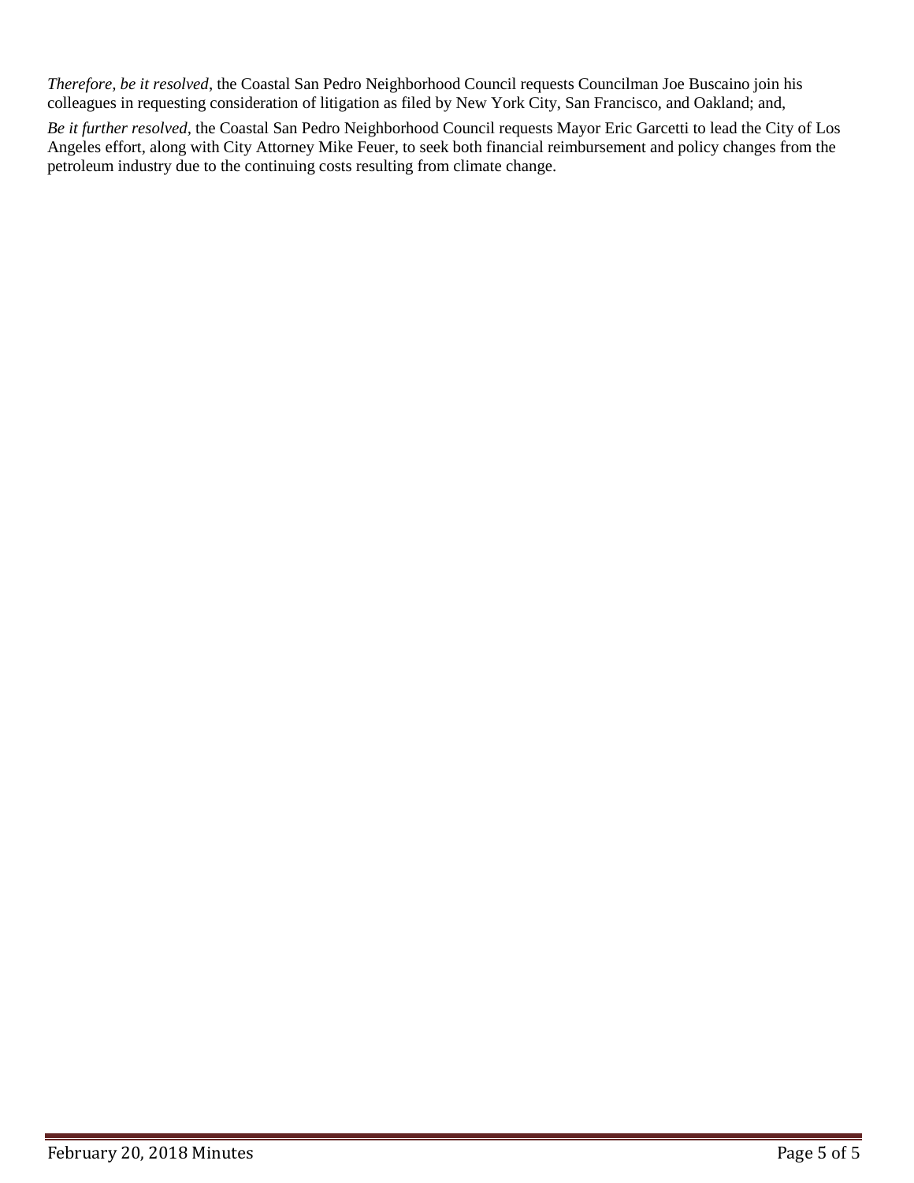*Therefore, be it resolved*, the Coastal San Pedro Neighborhood Council requests Councilman Joe Buscaino join his colleagues in requesting consideration of litigation as filed by New York City, San Francisco, and Oakland; and,

*Be it further resolved*, the Coastal San Pedro Neighborhood Council requests Mayor Eric Garcetti to lead the City of Los Angeles effort, along with City Attorney Mike Feuer, to seek both financial reimbursement and policy changes from the petroleum industry due to the continuing costs resulting from climate change.